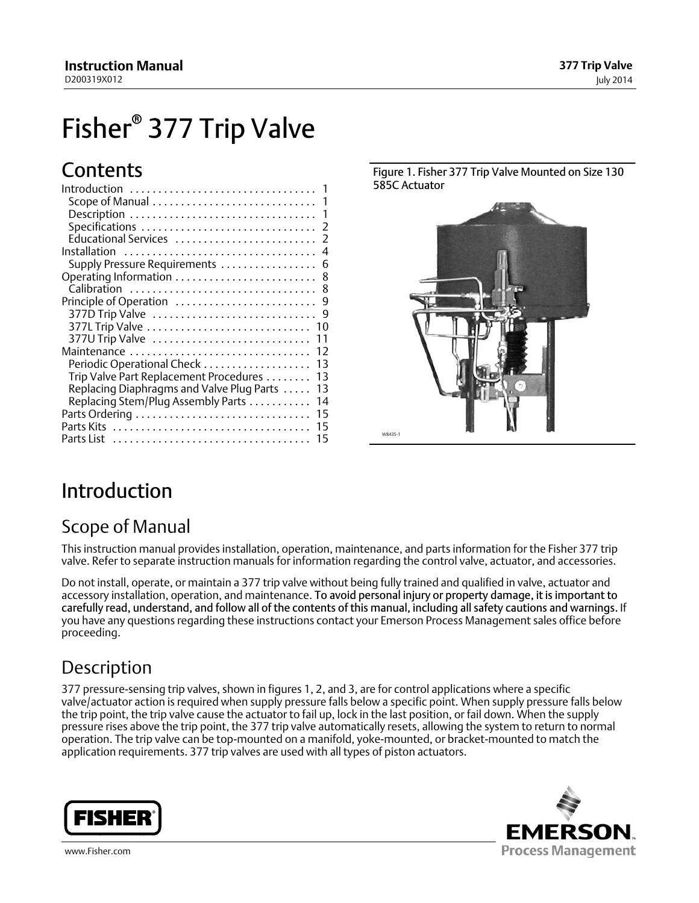# Fisher® 377 Trip Valve

## Contents

Introduction . . . . . . . . . . . . . . . . . . . . . . . . . . . . . . . . 1
- Scope of Manual . . . . . . . . . . . . . . . . . . . . . . . . . . . . 1
- Description . . . . . . . . . . . . . . . . . . . . . . . . . . . . . . . . 1
- Specifications . . . . . . . . . . . . . . . . . . . . . . . . . . . . . . 2
- Educational Services . . . . . . . . . . . . . . . . . . . . . . . . 2

Installation . . . . . . . . . . . . . . . . . . . . . . . . . . . . . . . . 4
- Supply Pressure Requirements . . . . . . . . . . . . . . . . 6

Operating Information . . . . . . . . . . . . . . . . . . . . . . . . . 8
- Calibration . . . . . . . . . . . . . . . . . . . . . . . . . . . . . . . . 8

Principle of Operation . . . . . . . . . . . . . . . . . . . . . . . . . 9
- 377D Trip Valve . . . . . . . . . . . . . . . . . . . . . . . . . . . . 9
- 377L Trip Valve . . . . . . . . . . . . . . . . . . . . . . . . . . . . 10
- 377U Trip Valve . . . . . . . . . . . . . . . . . . . . . . . . . . . . 11

Maintenance . . . . . . . . . . . . . . . . . . . . . . . . . . . . . . . 12
- Periodic Operational Check . . . . . . . . . . . . . . . . . . 13
- Trip Valve Part Replacement Procedures . . . . . . . . 13
- Replacing Diaphragms and Valve Plug Parts . . . . . 13
- Replacing Stem/Plug Assembly Parts . . . . . . . . . . . 14

Parts Ordering . . . . . . . . . . . . . . . . . . . . . . . . . . . . . . 15

Parts Kits . . . . . . . . . . . . . . . . . . . . . . . . . . . . . . . . . . 15

Parts List . . . . . . . . . . . . . . . . . . . . . . . . . . . . . . . . . . 15

Figure 1. Fisher 377 Trip Valve Mounted on Size 130 585C Actuator

W8435-1

# Introduction

## Scope of Manual

This instruction manual provides installation, operation, maintenance, and parts information for the Fisher 377 trip valve. Refer to separate instruction manuals for information regarding the control valve, actuator, and accessories.

Do not install, operate, or maintain a 377 trip valve without being fully trained and qualified in valve, actuator and accessory installation, operation, and maintenance. **To avoid personal injury or property damage, it is important to carefully read, understand, and follow all of the contents of this manual, including all safety cautions and warnings.** If you have any questions regarding these instructions contact your Emerson Process Management sales office before proceeding.

## Description

377 pressure-sensing trip valves, shown in figures 1, 2, and 3, are for control applications where a specific valve/actuator action is required when supply pressure falls below a specific point. When supply pressure falls below the trip point, the trip valve cause the actuator to fail up, lock in the last position, or fail down. When the supply pressure rises above the trip point, the 377 trip valve automatically resets, allowing the system to return to normal operation. The trip valve can be top-mounted on a manifold, yoke-mounted, or bracket-mounted to match the application requirements. 377 trip valves are used with all types of piston actuators.

www.Fisher.com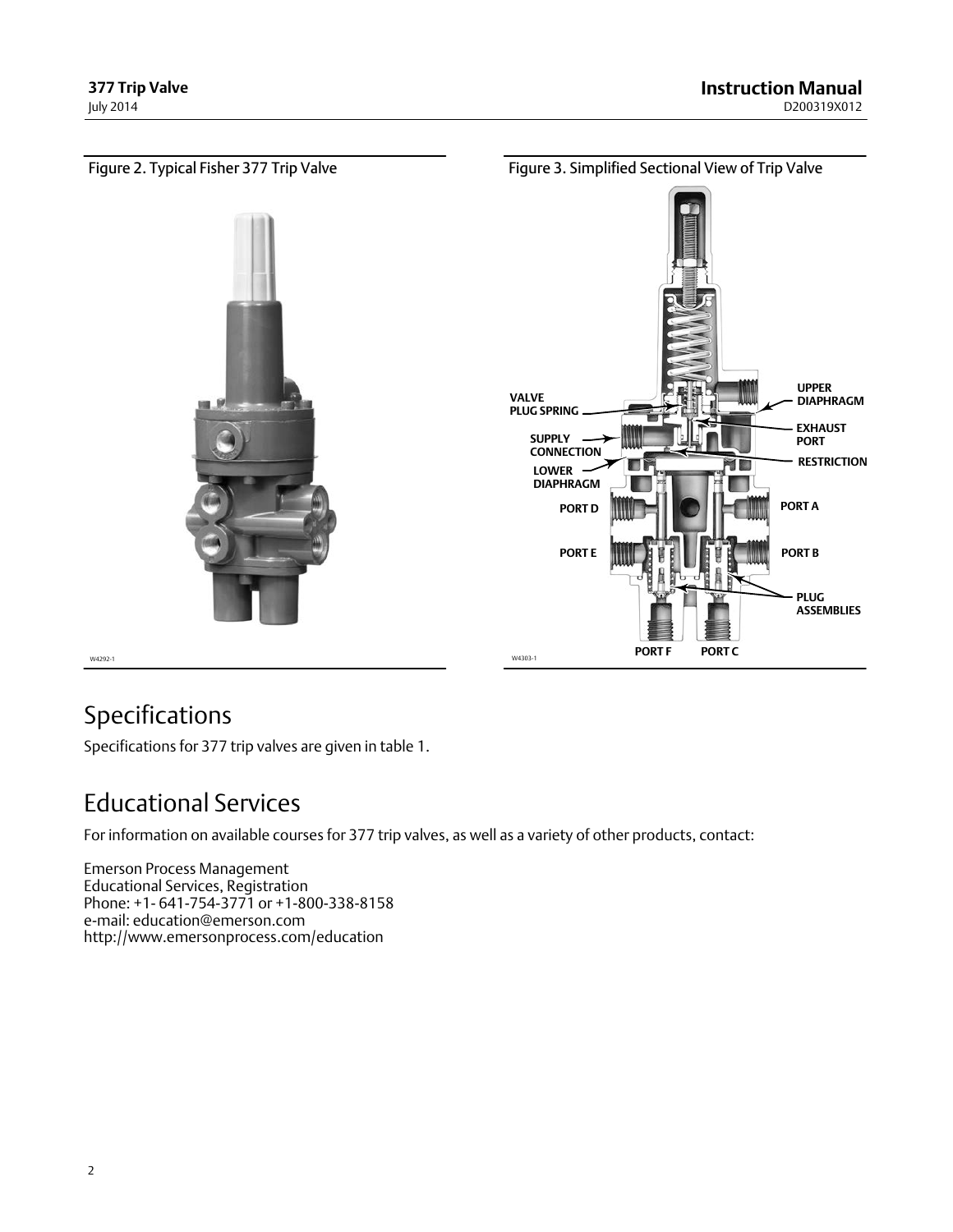Figure 2. Typical Fisher 377 Trip Valve

Figure 3. Simplified Sectional View of Trip Valve

# Specifications

Specifications for 377 trip valves are given in table 1.

# Educational Services

For information on available courses for 377 trip valves, as well as a variety of other products, contact:

Emerson Process Management
Educational Services, Registration
Phone: +1- 641-754-3771 or +1-800-338-8158
e-mail: education@emerson.com
http://www.emersonprocess.com/education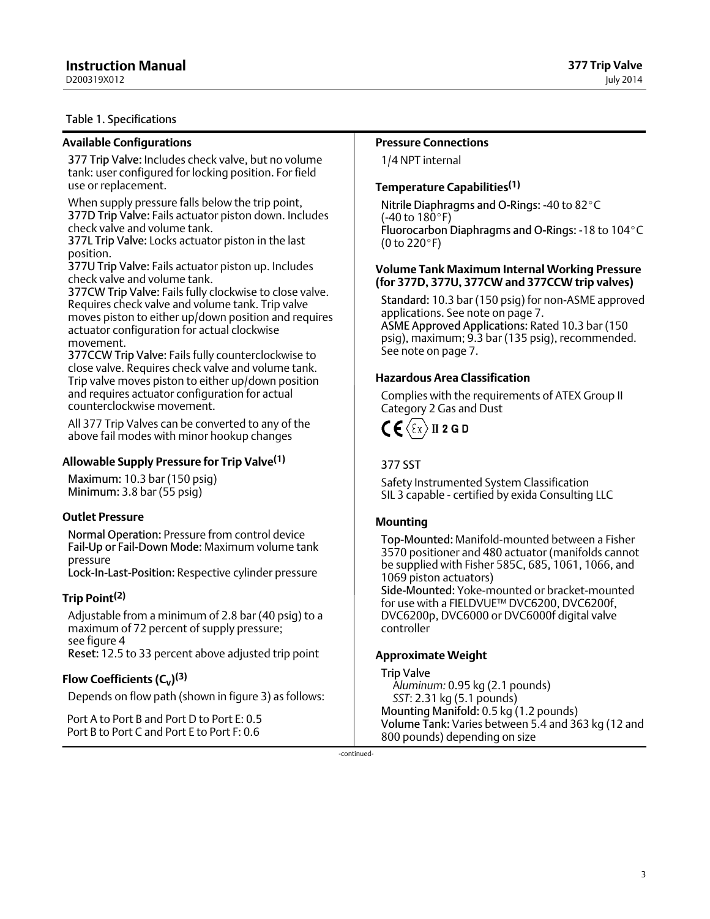Table 1. Specifications

### Available Configurations

**377 Trip Valve:** Includes check valve, but no volume tank: user configured for locking position. For field use or replacement.

When supply pressure falls below the trip point,
**377D Trip Valve:** Fails actuator piston down. Includes check valve and volume tank.
**377L Trip Valve:** Locks actuator piston in the last position.
**377U Trip Valve:** Fails actuator piston up. Includes check valve and volume tank.
**377CW Trip Valve:** Fails fully clockwise to close valve. Requires check valve and volume tank. Trip valve moves piston to either up/down position and requires actuator configuration for actual clockwise movement.
**377CCW Trip Valve:** Fails fully counterclockwise to close valve. Requires check valve and volume tank. Trip valve moves piston to either up/down position and requires actuator configuration for actual counterclockwise movement.

All 377 Trip Valves can be converted to any of the above fail modes with minor hookup changes

### Allowable Supply Pressure for Trip Valve(1)

**Maximum:** 10.3 bar (150 psig)
**Minimum:** 3.8 bar (55 psig)

### Outlet Pressure

**Normal Operation:** Pressure from control device
**Fail-Up or Fail-Down Mode:** Maximum volume tank pressure
**Lock-In-Last-Position:** Respective cylinder pressure

### Trip Point(2)

Adjustable from a minimum of 2.8 bar (40 psig) to a maximum of 72 percent of supply pressure; see figure 4
**Reset:** 12.5 to 33 percent above adjusted trip point

### Flow Coefficients ($C_v$)(3)

Depends on flow path (shown in figure 3) as follows:

Port A to Port B and Port D to Port E: 0.5
Port B to Port C and Port E to Port F: 0.6

### Pressure Connections

1/4 NPT internal

### Temperature Capabilities(1)

**Nitrile Diaphragms and O-Rings:** -40 to 82°C (-40 to 180°F)
**Fluorocarbon Diaphragms and O-Rings:** -18 to 104°C (0 to 220°F)

### Volume Tank Maximum Internal Working Pressure (for 377D, 377U, 377CW and 377CCW trip valves)

**Standard:** 10.3 bar (150 psig) for non-ASME approved applications. See note on page 7.
**ASME Approved Applications:** Rated 10.3 bar (150 psig), maximum; 9.3 bar (135 psig), recommended. See note on page 7.

### Hazardous Area Classification

Complies with the requirements of ATEX Group II Category 2 Gas and Dust

CE Ex II 2 G D

377 SST

Safety Instrumented System Classification
SIL 3 capable - certified by exida Consulting LLC

### Mounting

**Top-Mounted:** Manifold-mounted between a Fisher 3570 positioner and 480 actuator (manifolds cannot be supplied with Fisher 585C, 685, 1061, 1066, and 1069 piston actuators)
**Side-Mounted:** Yoke-mounted or bracket-mounted for use with a FIELDVUE™ DVC6200, DVC6200f, DVC6200p, DVC6000 or DVC6000f digital valve controller

### Approximate Weight

**Trip Valve**
*Aluminum:* 0.95 kg (2.1 pounds)
*SST*: 2.31 kg (5.1 pounds)
**Mounting Manifold:** 0.5 kg (1.2 pounds)
**Volume Tank:** Varies between 5.4 and 363 kg (12 and 800 pounds) depending on size

-continued-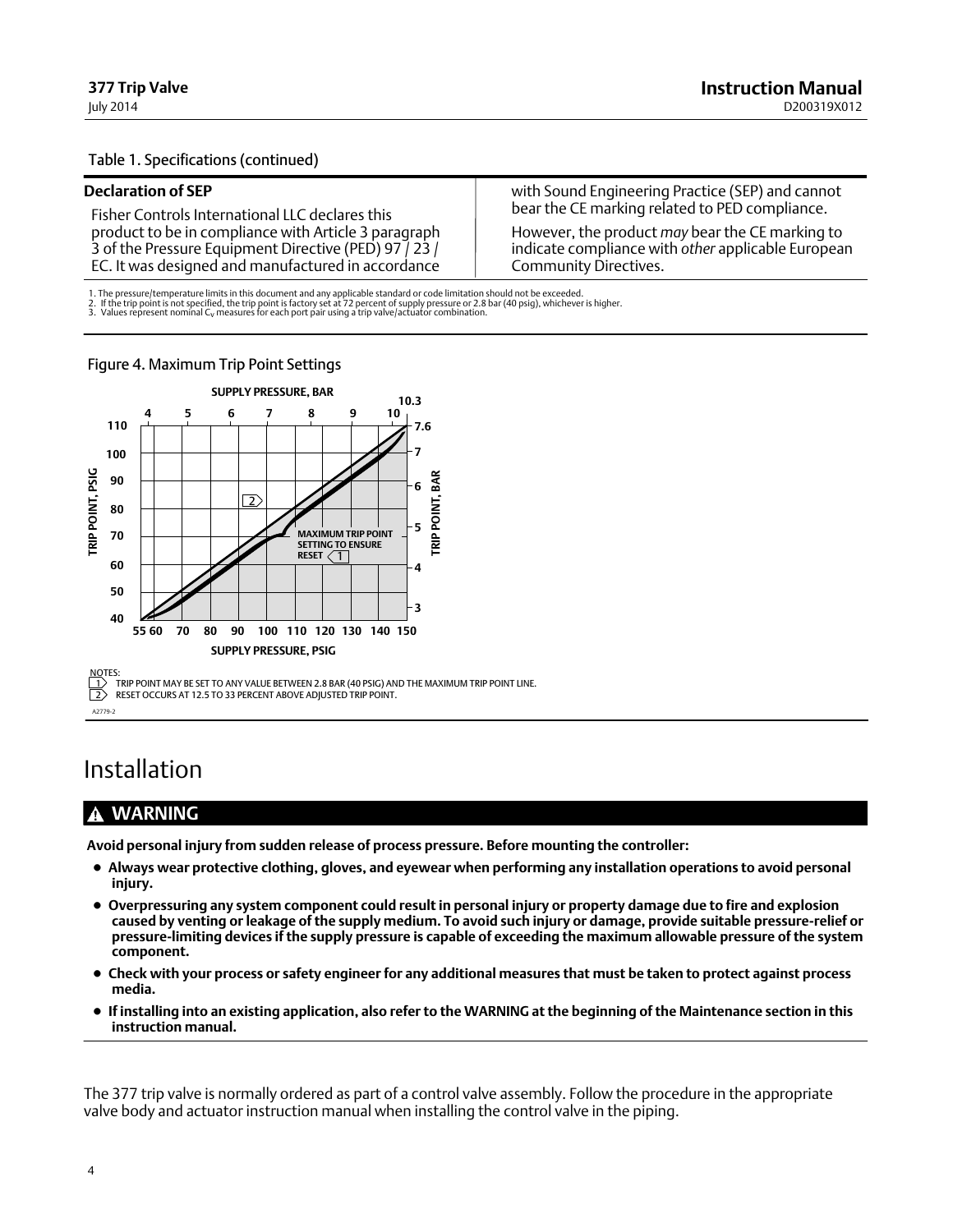Table 1. Specifications (continued)

**Declaration of SEP**

Fisher Controls International LLC declares this product to be in compliance with Article 3 paragraph 3 of the Pressure Equipment Directive (PED) 97 / 23 / EC. It was designed and manufactured in accordance with Sound Engineering Practice (SEP) and cannot bear the CE marking related to PED compliance.

However, the product *may* bear the CE marking to indicate compliance with *other* applicable European Community Directives.

1. The pressure/temperature limits in this document and any applicable standard or code limitation should not be exceeded.
2. If the trip point is not specified, the trip point is factory set at 72 percent of supply pressure or 2.8 bar (40 psig), whichever is higher.
3. Values represent nominal $C_V$ measures for each port pair using a trip valve/actuator combination.

Figure 4. Maximum Trip Point Settings

NOTES:
1. TRIP POINT MAY BE SET TO ANY VALUE BETWEEN 2.8 BAR (40 PSIG) AND THE MAXIMUM TRIP POINT LINE.
2. RESET OCCURS AT 12.5 TO 33 PERCENT ABOVE ADJUSTED TRIP POINT.

A2779-2

# Installation

## WARNING

**Avoid personal injury from sudden release of process pressure. Before mounting the controller:**

- **Always wear protective clothing, gloves, and eyewear when performing any installation operations to avoid personal injury.**
- **Overpressuring any system component could result in personal injury or property damage due to fire and explosion caused by venting or leakage of the supply medium. To avoid such injury or damage, provide suitable pressure-relief or pressure-limiting devices if the supply pressure is capable of exceeding the maximum allowable pressure of the system component.**
- **Check with your process or safety engineer for any additional measures that must be taken to protect against process media.**
- **If installing into an existing application, also refer to the WARNING at the beginning of the Maintenance section in this instruction manual.**

The 377 trip valve is normally ordered as part of a control valve assembly. Follow the procedure in the appropriate valve body and actuator instruction manual when installing the control valve in the piping.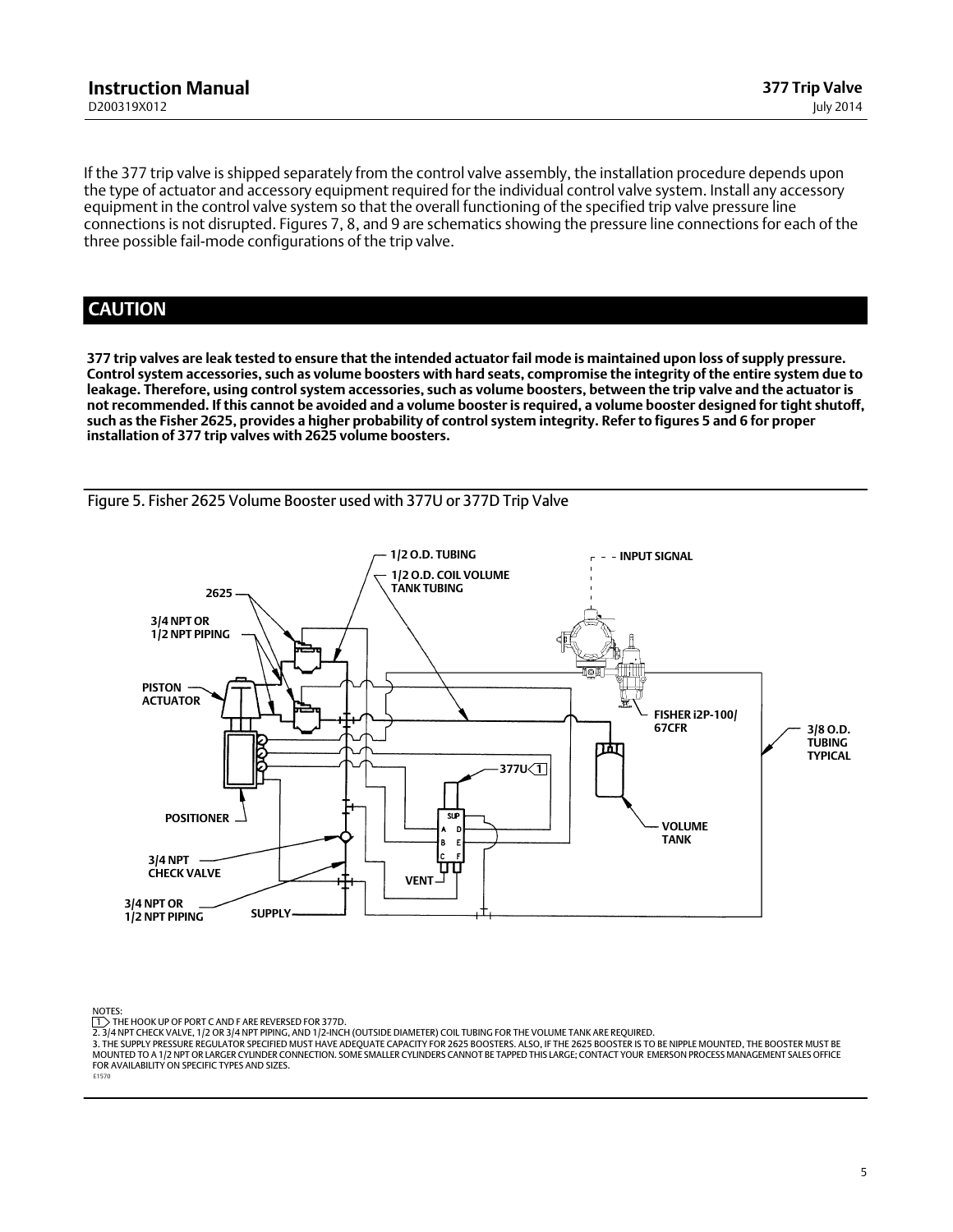If the 377 trip valve is shipped separately from the control valve assembly, the installation procedure depends upon the type of actuator and accessory equipment required for the individual control valve system. Install any accessory equipment in the control valve system so that the overall functioning of the specified trip valve pressure line connections is not disrupted. Figures 7, 8, and 9 are schematics showing the pressure line connections for each of the three possible fail-mode configurations of the trip valve.

## CAUTION

**377 trip valves are leak tested to ensure that the intended actuator fail mode is maintained upon loss of supply pressure. Control system accessories, such as volume boosters with hard seats, compromise the integrity of the entire system due to leakage. Therefore, using control system accessories, such as volume boosters, between the trip valve and the actuator is not recommended. If this cannot be avoided and a volume booster is required, a volume booster designed for tight shutoff, such as the Fisher 2625, provides a higher probability of control system integrity. Refer to figures 5 and 6 for proper installation of 377 trip valves with 2625 volume boosters.**

Figure 5. Fisher 2625 Volume Booster used with 377U or 377D Trip Valve

NOTES:
1 THE HOOK UP OF PORT C AND F ARE REVERSED FOR 377D.
2. 3/4 NPT CHECK VALVE, 1/2 OR 3/4 NPT PIPING, AND 1/2-INCH (OUTSIDE DIAMETER) COIL TUBING FOR THE VOLUME TANK ARE REQUIRED.
3. THE SUPPLY PRESSURE REGULATOR SPECIFIED MUST HAVE ADEQUATE CAPACITY FOR 2625 BOOSTERS. ALSO, IF THE 2625 BOOSTER IS TO BE NIPPLE MOUNTED, THE BOOSTER MUST BE MOUNTED TO A 1/2 NPT OR LARGER CYLINDER CONNECTION. SOME SMALLER CYLINDERS CANNOT BE TAPPED THIS LARGE; CONTACT YOUR EMERSON PROCESS MANAGEMENT SALES OFFICE FOR AVAILABILITY ON SPECIFIC TYPES AND SIZES.
E1570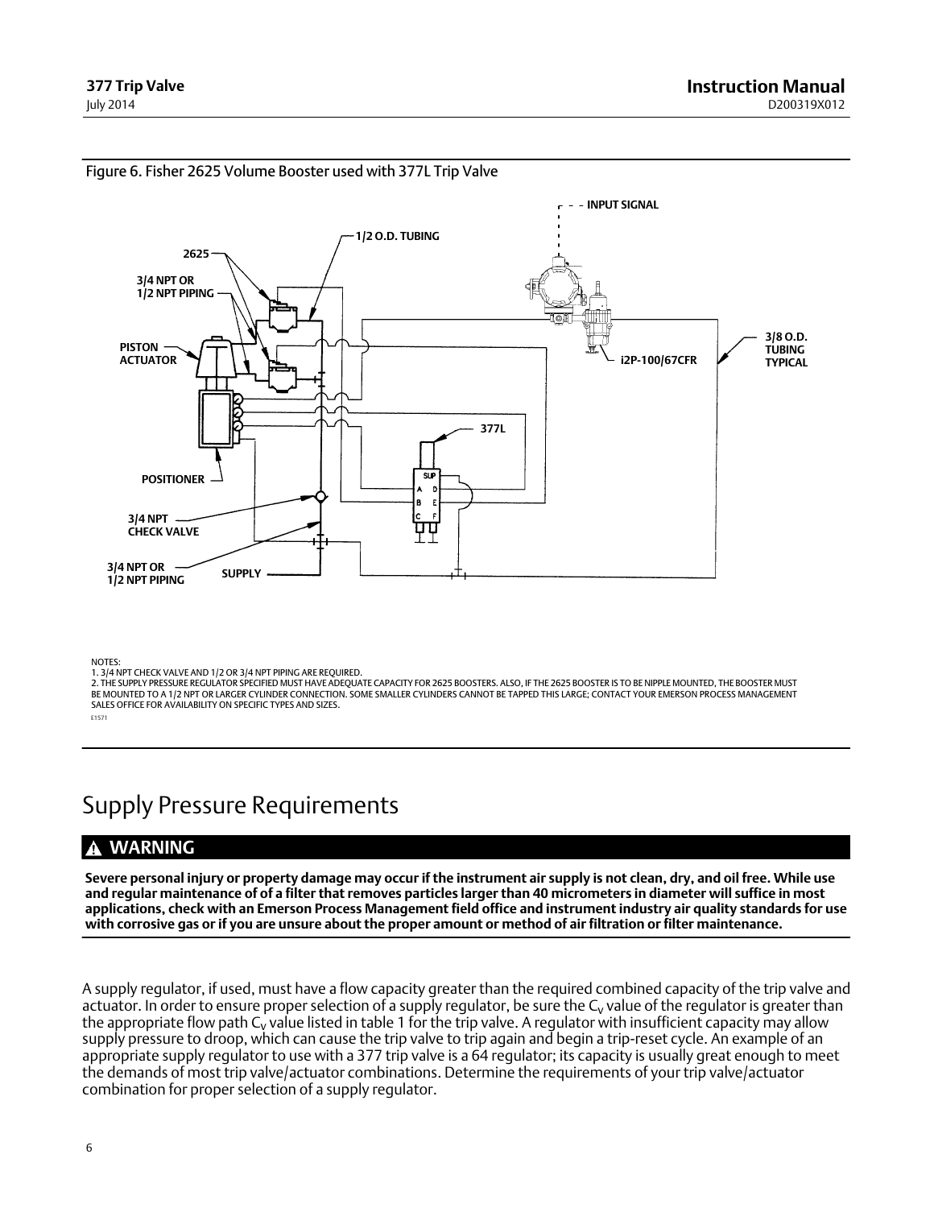Figure 6. Fisher 2625 Volume Booster used with 377L Trip Valve

NOTES:
1. 3/4 NPT CHECK VALVE AND 1/2 OR 3/4 NPT PIPING ARE REQUIRED.
2. THE SUPPLY PRESSURE REGULATOR SPECIFIED MUST HAVE ADEQUATE CAPACITY FOR 2625 BOOSTERS. ALSO, IF THE 2625 BOOSTER IS TO BE NIPPLE MOUNTED, THE BOOSTER MUST BE MOUNTED TO A 1/2 NPT OR LARGER CYLINDER CONNECTION. SOME SMALLER CYLINDERS CANNOT BE TAPPED THIS LARGE; CONTACT YOUR EMERSON PROCESS MANAGEMENT SALES OFFICE FOR AVAILABILITY ON SPECIFIC TYPES AND SIZES.

E1571

# Supply Pressure Requirements

## WARNING

**Severe personal injury or property damage may occur if the instrument air supply is not clean, dry, and oil free. While use and regular maintenance of of a filter that removes particles larger than 40 micrometers in diameter will suffice in most applications, check with an Emerson Process Management field office and instrument industry air quality standards for use with corrosive gas or if you are unsure about the proper amount or method of air filtration or filter maintenance.**

A supply regulator, if used, must have a flow capacity greater than the required combined capacity of the trip valve and actuator. In order to ensure proper selection of a supply regulator, be sure the $C_v$ value of the regulator is greater than the appropriate flow path $C_v$ value listed in table 1 for the trip valve. A regulator with insufficient capacity may allow supply pressure to droop, which can cause the trip valve to trip again and begin a trip-reset cycle. An example of an appropriate supply regulator to use with a 377 trip valve is a 64 regulator; its capacity is usually great enough to meet the demands of most trip valve/actuator combinations. Determine the requirements of your trip valve/actuator combination for proper selection of a supply regulator.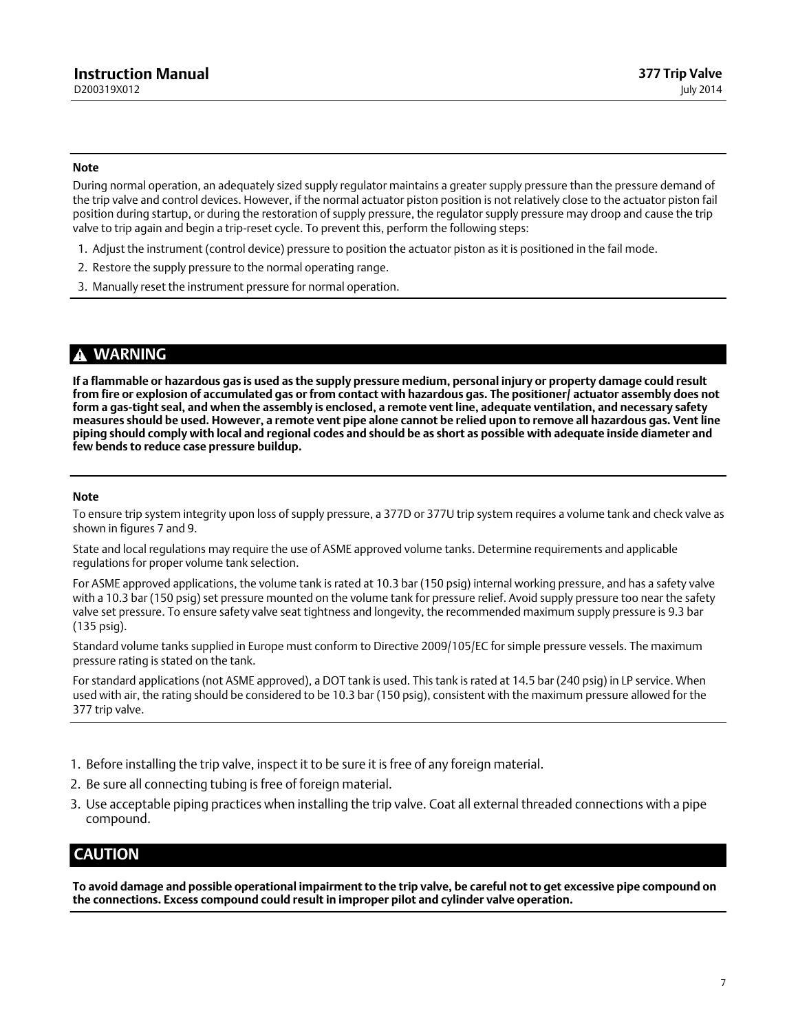**Note**

During normal operation, an adequately sized supply regulator maintains a greater supply pressure than the pressure demand of the trip valve and control devices. However, if the normal actuator piston position is not relatively close to the actuator piston fail position during startup, or during the restoration of supply pressure, the regulator supply pressure may droop and cause the trip valve to trip again and begin a trip-reset cycle. To prevent this, perform the following steps:

1. Adjust the instrument (control device) pressure to position the actuator piston as it is positioned in the fail mode.
2. Restore the supply pressure to the normal operating range.
3. Manually reset the instrument pressure for normal operation.

## WARNING

**If a flammable or hazardous gas is used as the supply pressure medium, personal injury or property damage could result from fire or explosion of accumulated gas or from contact with hazardous gas. The positioner/ actuator assembly does not form a gas-tight seal, and when the assembly is enclosed, a remote vent line, adequate ventilation, and necessary safety measures should be used. However, a remote vent pipe alone cannot be relied upon to remove all hazardous gas. Vent line piping should comply with local and regional codes and should be as short as possible with adequate inside diameter and few bends to reduce case pressure buildup.**

**Note**

To ensure trip system integrity upon loss of supply pressure, a 377D or 377U trip system requires a volume tank and check valve as shown in figures 7 and 9.

State and local regulations may require the use of ASME approved volume tanks. Determine requirements and applicable regulations for proper volume tank selection.

For ASME approved applications, the volume tank is rated at 10.3 bar (150 psig) internal working pressure, and has a safety valve with a 10.3 bar (150 psig) set pressure mounted on the volume tank for pressure relief. Avoid supply pressure too near the safety valve set pressure. To ensure safety valve seat tightness and longevity, the recommended maximum supply pressure is 9.3 bar (135 psig).

Standard volume tanks supplied in Europe must conform to Directive 2009/105/EC for simple pressure vessels. The maximum pressure rating is stated on the tank.

For standard applications (not ASME approved), a DOT tank is used. This tank is rated at 14.5 bar (240 psig) in LP service. When used with air, the rating should be considered to be 10.3 bar (150 psig), consistent with the maximum pressure allowed for the 377 trip valve.

1. Before installing the trip valve, inspect it to be sure it is free of any foreign material.
2. Be sure all connecting tubing is free of foreign material.
3. Use acceptable piping practices when installing the trip valve. Coat all external threaded connections with a pipe compound.

## CAUTION

**To avoid damage and possible operational impairment to the trip valve, be careful not to get excessive pipe compound on the connections. Excess compound could result in improper pilot and cylinder valve operation.**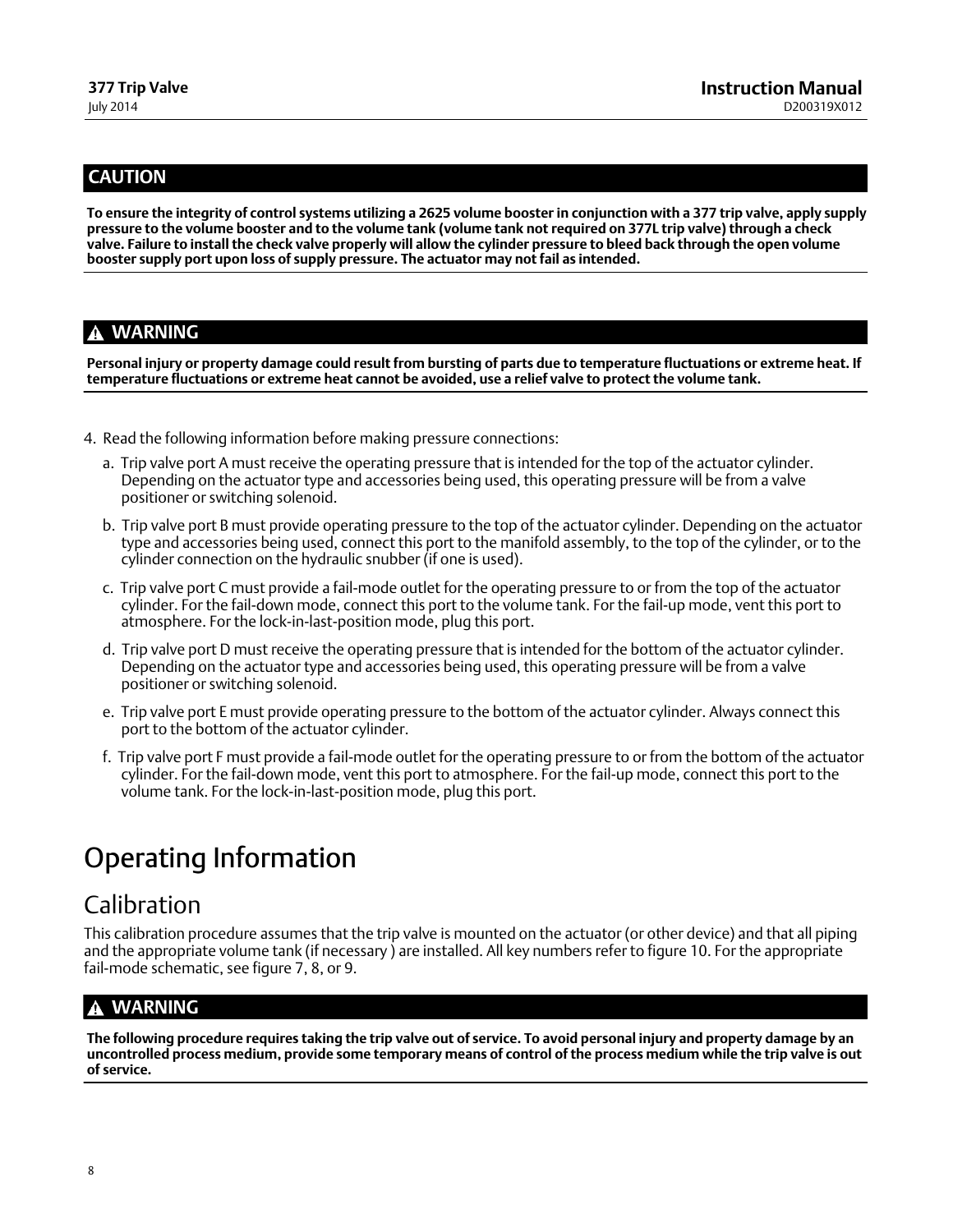**CAUTION**

**To ensure the integrity of control systems utilizing a 2625 volume booster in conjunction with a 377 trip valve, apply supply pressure to the volume booster and to the volume tank (volume tank not required on 377L trip valve) through a check valve. Failure to install the check valve properly will allow the cylinder pressure to bleed back through the open volume booster supply port upon loss of supply pressure. The actuator may not fail as intended.**

**WARNING**

**Personal injury or property damage could result from bursting of parts due to temperature fluctuations or extreme heat. If temperature fluctuations or extreme heat cannot be avoided, use a relief valve to protect the volume tank.**

4. Read the following information before making pressure connections:

   a. Trip valve port A must receive the operating pressure that is intended for the top of the actuator cylinder. Depending on the actuator type and accessories being used, this operating pressure will be from a valve positioner or switching solenoid.

   b. Trip valve port B must provide operating pressure to the top of the actuator cylinder. Depending on the actuator type and accessories being used, connect this port to the manifold assembly, to the top of the cylinder, or to the cylinder connection on the hydraulic snubber (if one is used).

   c. Trip valve port C must provide a fail-mode outlet for the operating pressure to or from the top of the actuator cylinder. For the fail-down mode, connect this port to the volume tank. For the fail-up mode, vent this port to atmosphere. For the lock-in-last-position mode, plug this port.

   d. Trip valve port D must receive the operating pressure that is intended for the bottom of the actuator cylinder. Depending on the actuator type and accessories being used, this operating pressure will be from a valve positioner or switching solenoid.

   e. Trip valve port E must provide operating pressure to the bottom of the actuator cylinder. Always connect this port to the bottom of the actuator cylinder.

   f. Trip valve port F must provide a fail-mode outlet for the operating pressure to or from the bottom of the actuator cylinder. For the fail-down mode, vent this port to atmosphere. For the fail-up mode, connect this port to the volume tank. For the lock-in-last-position mode, plug this port.

# Operating Information

## Calibration

This calibration procedure assumes that the trip valve is mounted on the actuator (or other device) and that all piping and the appropriate volume tank (if necessary ) are installed. All key numbers refer to figure 10. For the appropriate fail-mode schematic, see figure 7, 8, or 9.

**WARNING**

**The following procedure requires taking the trip valve out of service. To avoid personal injury and property damage by an uncontrolled process medium, provide some temporary means of control of the process medium while the trip valve is out of service.**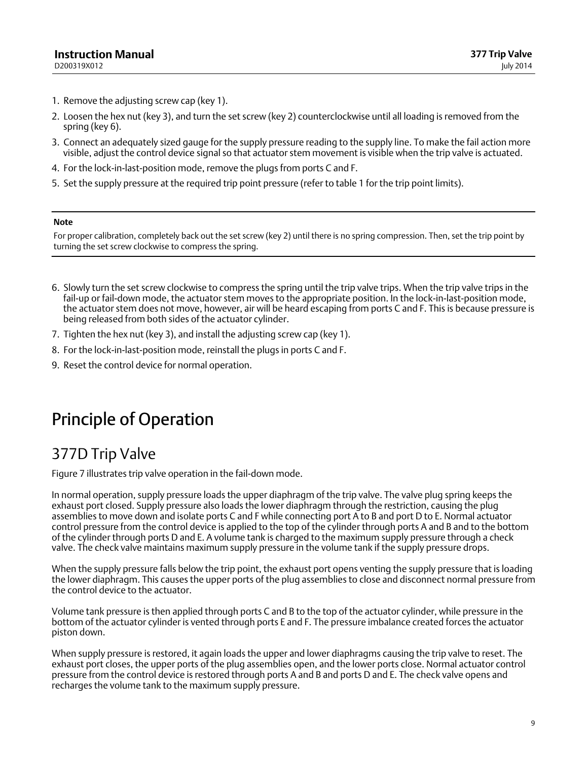1. Remove the adjusting screw cap (key 1).
2. Loosen the hex nut (key 3), and turn the set screw (key 2) counterclockwise until all loading is removed from the spring (key 6).
3. Connect an adequately sized gauge for the supply pressure reading to the supply line. To make the fail action more visible, adjust the control device signal so that actuator stem movement is visible when the trip valve is actuated.
4. For the lock-in-last-position mode, remove the plugs from ports C and F.
5. Set the supply pressure at the required trip point pressure (refer to table 1 for the trip point limits).

---

**Note**

For proper calibration, completely back out the set screw (key 2) until there is no spring compression. Then, set the trip point by turning the set screw clockwise to compress the spring.

---

6. Slowly turn the set screw clockwise to compress the spring until the trip valve trips. When the trip valve trips in the fail-up or fail-down mode, the actuator stem moves to the appropriate position. In the lock-in-last-position mode, the actuator stem does not move, however, air will be heard escaping from ports C and F. This is because pressure is being released from both sides of the actuator cylinder.
7. Tighten the hex nut (key 3), and install the adjusting screw cap (key 1).
8. For the lock-in-last-position mode, reinstall the plugs in ports C and F.
9. Reset the control device for normal operation.

# Principle of Operation

## 377D Trip Valve

Figure 7 illustrates trip valve operation in the fail-down mode.

In normal operation, supply pressure loads the upper diaphragm of the trip valve. The valve plug spring keeps the exhaust port closed. Supply pressure also loads the lower diaphragm through the restriction, causing the plug assemblies to move down and isolate ports C and F while connecting port A to B and port D to E. Normal actuator control pressure from the control device is applied to the top of the cylinder through ports A and B and to the bottom of the cylinder through ports D and E. A volume tank is charged to the maximum supply pressure through a check valve. The check valve maintains maximum supply pressure in the volume tank if the supply pressure drops.

When the supply pressure falls below the trip point, the exhaust port opens venting the supply pressure that is loading the lower diaphragm. This causes the upper ports of the plug assemblies to close and disconnect normal pressure from the control device to the actuator.

Volume tank pressure is then applied through ports C and B to the top of the actuator cylinder, while pressure in the bottom of the actuator cylinder is vented through ports E and F. The pressure imbalance created forces the actuator piston down.

When supply pressure is restored, it again loads the upper and lower diaphragms causing the trip valve to reset. The exhaust port closes, the upper ports of the plug assemblies open, and the lower ports close. Normal actuator control pressure from the control device is restored through ports A and B and ports D and E. The check valve opens and recharges the volume tank to the maximum supply pressure.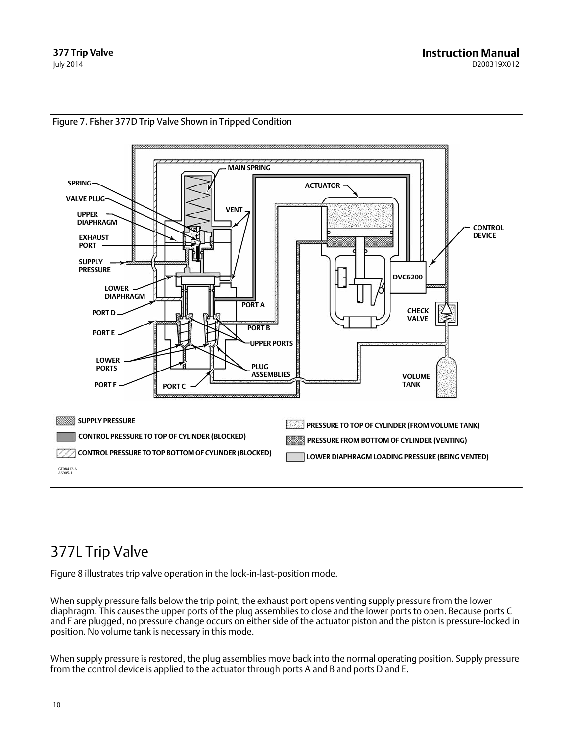Figure 7. Fisher 377D Trip Valve Shown in Tripped Condition

GE08412-A
A6905-1

# 377L Trip Valve

Figure 8 illustrates trip valve operation in the lock-in-last-position mode.

When supply pressure falls below the trip point, the exhaust port opens venting supply pressure from the lower diaphragm. This causes the upper ports of the plug assemblies to close and the lower ports to open. Because ports C and F are plugged, no pressure change occurs on either side of the actuator piston and the piston is pressure-locked in position. No volume tank is necessary in this mode.

When supply pressure is restored, the plug assemblies move back into the normal operating position. Supply pressure from the control device is applied to the actuator through ports A and B and ports D and E.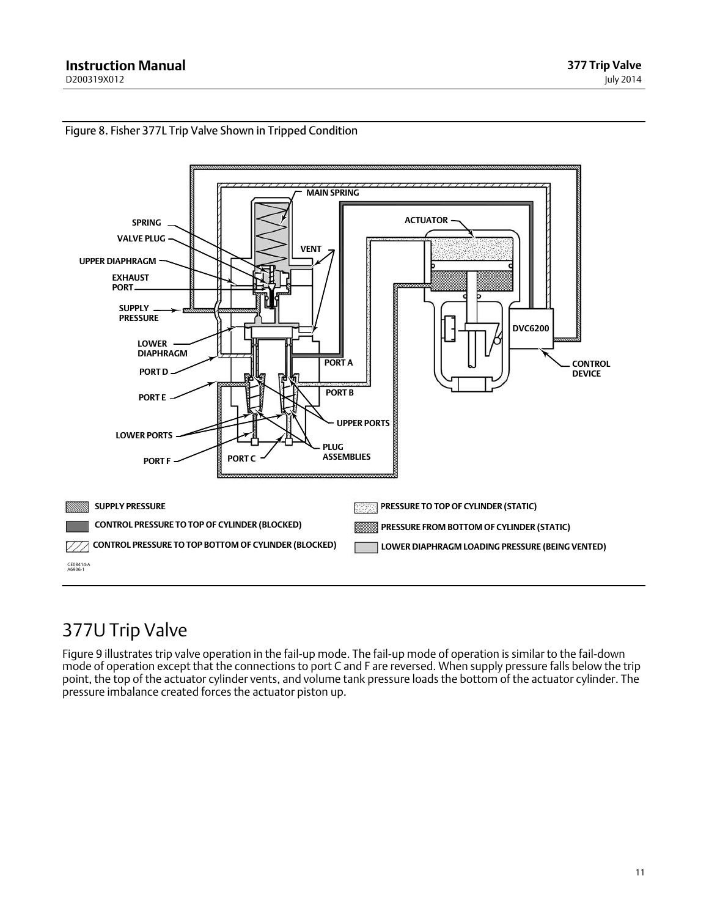Figure 8. Fisher 377L Trip Valve Shown in Tripped Condition

# 377U Trip Valve

Figure 9 illustrates trip valve operation in the fail-up mode. The fail-up mode of operation is similar to the fail-down mode of operation except that the connections to port C and F are reversed. When supply pressure falls below the trip point, the top of the actuator cylinder vents, and volume tank pressure loads the bottom of the actuator cylinder. The pressure imbalance created forces the actuator piston up.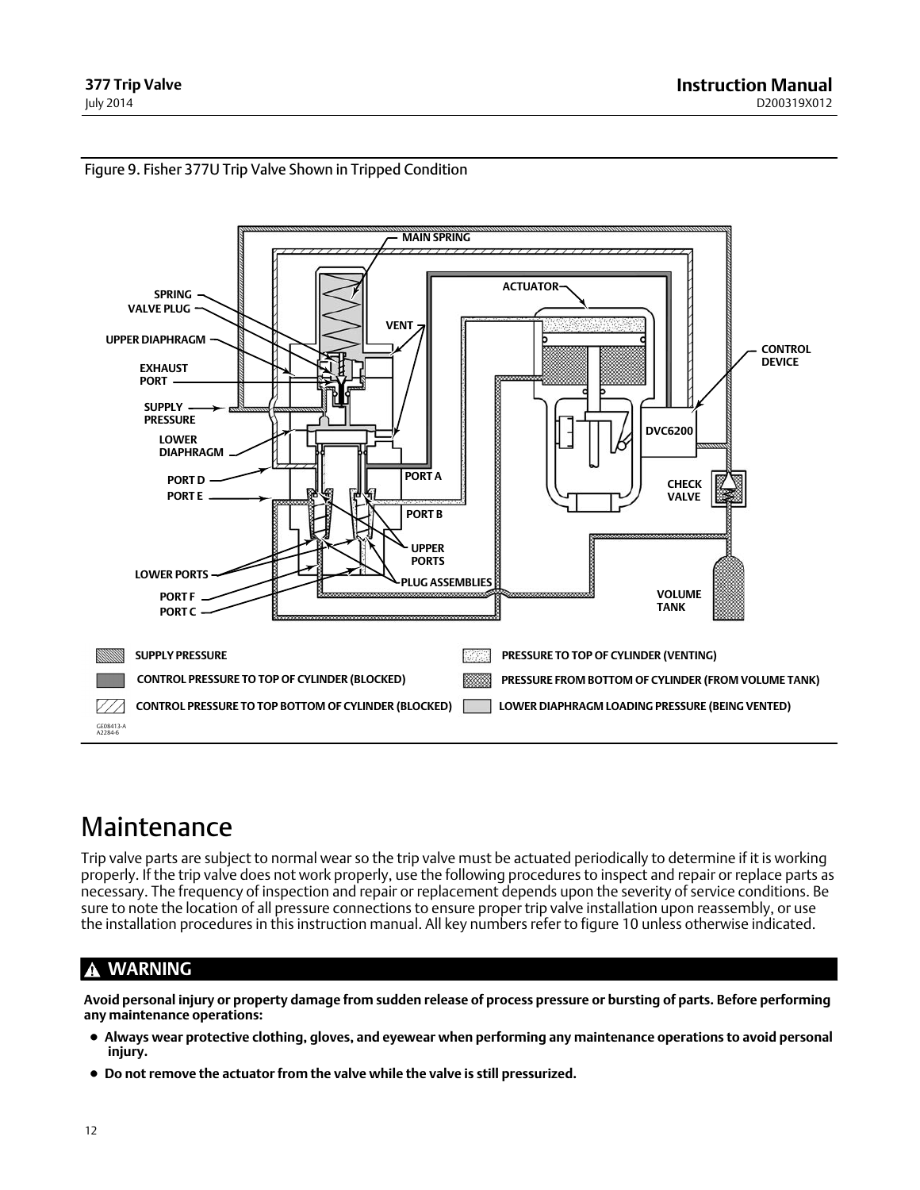Figure 9. Fisher 377U Trip Valve Shown in Tripped Condition

# Maintenance

Trip valve parts are subject to normal wear so the trip valve must be actuated periodically to determine if it is working properly. If the trip valve does not work properly, use the following procedures to inspect and repair or replace parts as necessary. The frequency of inspection and repair or replacement depends upon the severity of service conditions. Be sure to note the location of all pressure connections to ensure proper trip valve installation upon reassembly, or use the installation procedures in this instruction manual. All key numbers refer to figure 10 unless otherwise indicated.

## WARNING

**Avoid personal injury or property damage from sudden release of process pressure or bursting of parts. Before performing any maintenance operations:**

- **Always wear protective clothing, gloves, and eyewear when performing any maintenance operations to avoid personal injury.**
- **Do not remove the actuator from the valve while the valve is still pressurized.**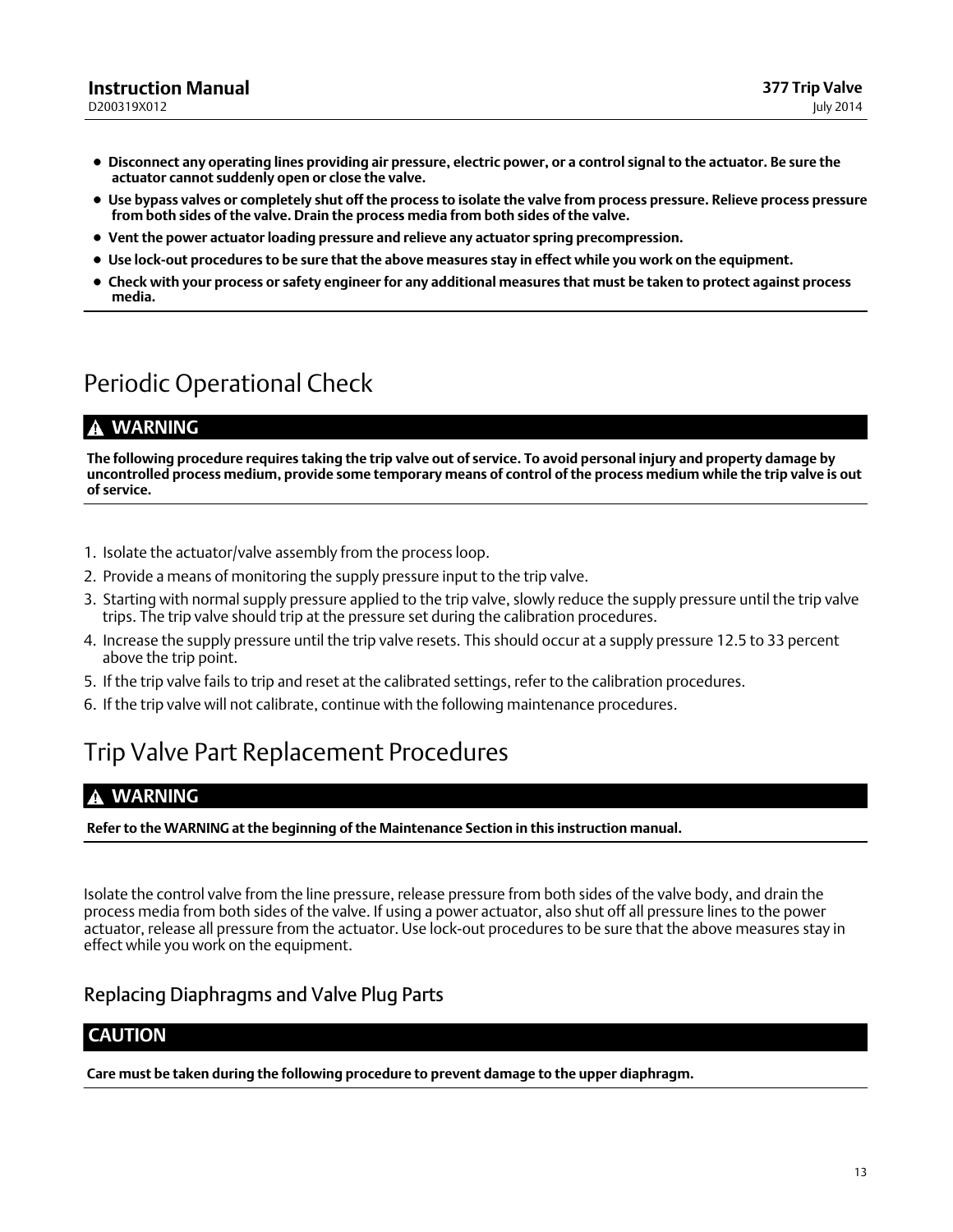- **Disconnect any operating lines providing air pressure, electric power, or a control signal to the actuator. Be sure the actuator cannot suddenly open or close the valve.**
- **Use bypass valves or completely shut off the process to isolate the valve from process pressure. Relieve process pressure from both sides of the valve. Drain the process media from both sides of the valve.**
- **Vent the power actuator loading pressure and relieve any actuator spring precompression.**
- **Use lock-out procedures to be sure that the above measures stay in effect while you work on the equipment.**
- **Check with your process or safety engineer for any additional measures that must be taken to protect against process media.**

# Periodic Operational Check

**WARNING**

**The following procedure requires taking the trip valve out of service. To avoid personal injury and property damage by uncontrolled process medium, provide some temporary means of control of the process medium while the trip valve is out of service.**

1. Isolate the actuator/valve assembly from the process loop.
2. Provide a means of monitoring the supply pressure input to the trip valve.
3. Starting with normal supply pressure applied to the trip valve, slowly reduce the supply pressure until the trip valve trips. The trip valve should trip at the pressure set during the calibration procedures.
4. Increase the supply pressure until the trip valve resets. This should occur at a supply pressure 12.5 to 33 percent above the trip point.
5. If the trip valve fails to trip and reset at the calibrated settings, refer to the calibration procedures.
6. If the trip valve will not calibrate, continue with the following maintenance procedures.

# Trip Valve Part Replacement Procedures

**WARNING**

**Refer to the WARNING at the beginning of the Maintenance Section in this instruction manual.**

Isolate the control valve from the line pressure, release pressure from both sides of the valve body, and drain the process media from both sides of the valve. If using a power actuator, also shut off all pressure lines to the power actuator, release all pressure from the actuator. Use lock-out procedures to be sure that the above measures stay in effect while you work on the equipment.

## Replacing Diaphragms and Valve Plug Parts

**CAUTION**

**Care must be taken during the following procedure to prevent damage to the upper diaphragm.**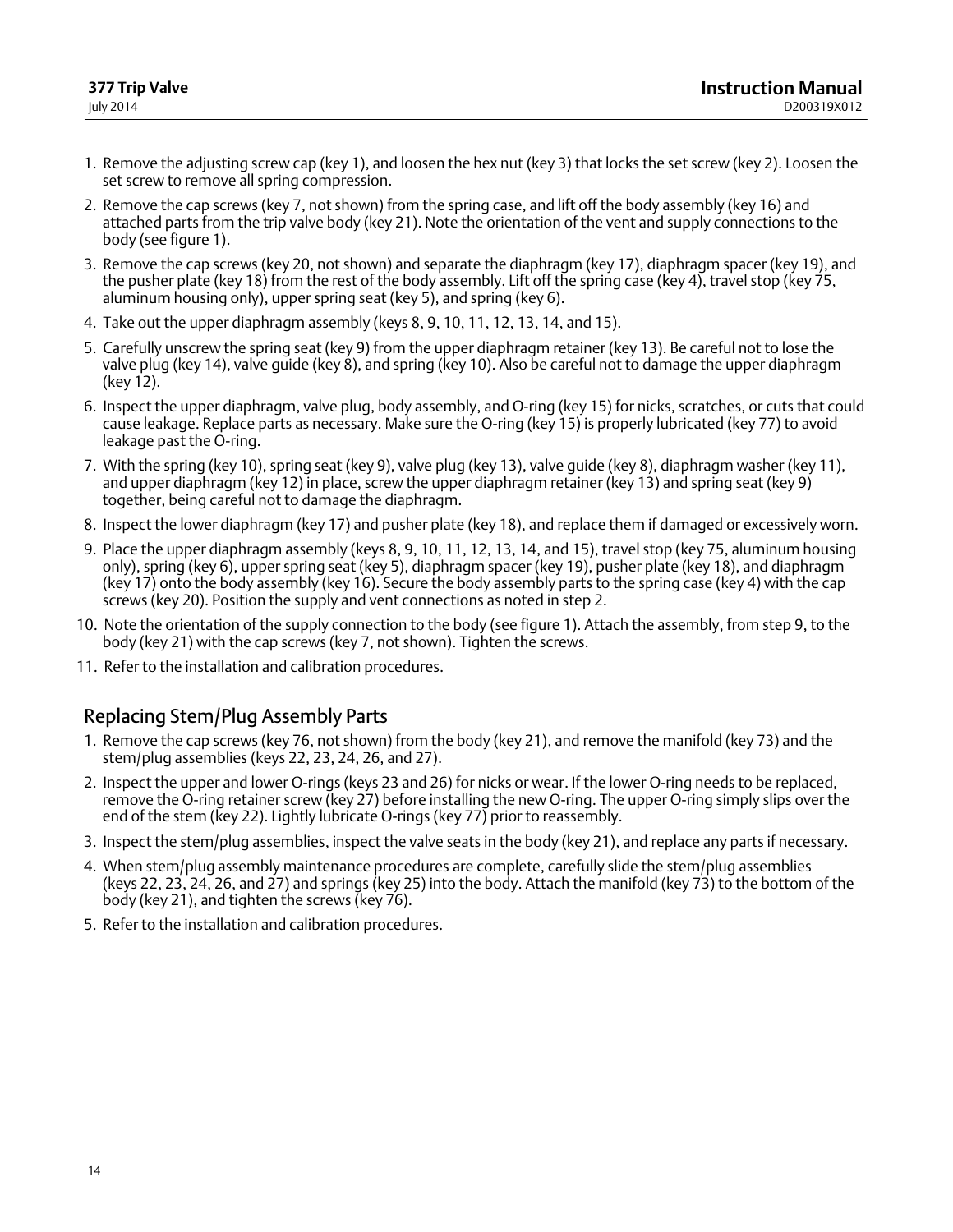1. Remove the adjusting screw cap (key 1), and loosen the hex nut (key 3) that locks the set screw (key 2). Loosen the set screw to remove all spring compression.
2. Remove the cap screws (key 7, not shown) from the spring case, and lift off the body assembly (key 16) and attached parts from the trip valve body (key 21). Note the orientation of the vent and supply connections to the body (see figure 1).
3. Remove the cap screws (key 20, not shown) and separate the diaphragm (key 17), diaphragm spacer (key 19), and the pusher plate (key 18) from the rest of the body assembly. Lift off the spring case (key 4), travel stop (key 75, aluminum housing only), upper spring seat (key 5), and spring (key 6).
4. Take out the upper diaphragm assembly (keys 8, 9, 10, 11, 12, 13, 14, and 15).
5. Carefully unscrew the spring seat (key 9) from the upper diaphragm retainer (key 13). Be careful not to lose the valve plug (key 14), valve guide (key 8), and spring (key 10). Also be careful not to damage the upper diaphragm (key 12).
6. Inspect the upper diaphragm, valve plug, body assembly, and O-ring (key 15) for nicks, scratches, or cuts that could cause leakage. Replace parts as necessary. Make sure the O-ring (key 15) is properly lubricated (key 77) to avoid leakage past the O-ring.
7. With the spring (key 10), spring seat (key 9), valve plug (key 13), valve guide (key 8), diaphragm washer (key 11), and upper diaphragm (key 12) in place, screw the upper diaphragm retainer (key 13) and spring seat (key 9) together, being careful not to damage the diaphragm.
8. Inspect the lower diaphragm (key 17) and pusher plate (key 18), and replace them if damaged or excessively worn.
9. Place the upper diaphragm assembly (keys 8, 9, 10, 11, 12, 13, 14, and 15), travel stop (key 75, aluminum housing only), spring (key 6), upper spring seat (key 5), diaphragm spacer (key 19), pusher plate (key 18), and diaphragm (key 17) onto the body assembly (key 16). Secure the body assembly parts to the spring case (key 4) with the cap screws (key 20). Position the supply and vent connections as noted in step 2.
10. Note the orientation of the supply connection to the body (see figure 1). Attach the assembly, from step 9, to the body (key 21) with the cap screws (key 7, not shown). Tighten the screws.
11. Refer to the installation and calibration procedures.

## Replacing Stem/Plug Assembly Parts

1. Remove the cap screws (key 76, not shown) from the body (key 21), and remove the manifold (key 73) and the stem/plug assemblies (keys 22, 23, 24, 26, and 27).
2. Inspect the upper and lower O-rings (keys 23 and 26) for nicks or wear. If the lower O-ring needs to be replaced, remove the O-ring retainer screw (key 27) before installing the new O-ring. The upper O-ring simply slips over the end of the stem (key 22). Lightly lubricate O-rings (key 77) prior to reassembly.
3. Inspect the stem/plug assemblies, inspect the valve seats in the body (key 21), and replace any parts if necessary.
4. When stem/plug assembly maintenance procedures are complete, carefully slide the stem/plug assemblies (keys 22, 23, 24, 26, and 27) and springs (key 25) into the body. Attach the manifold (key 73) to the bottom of the body (key 21), and tighten the screws (key 76).
5. Refer to the installation and calibration procedures.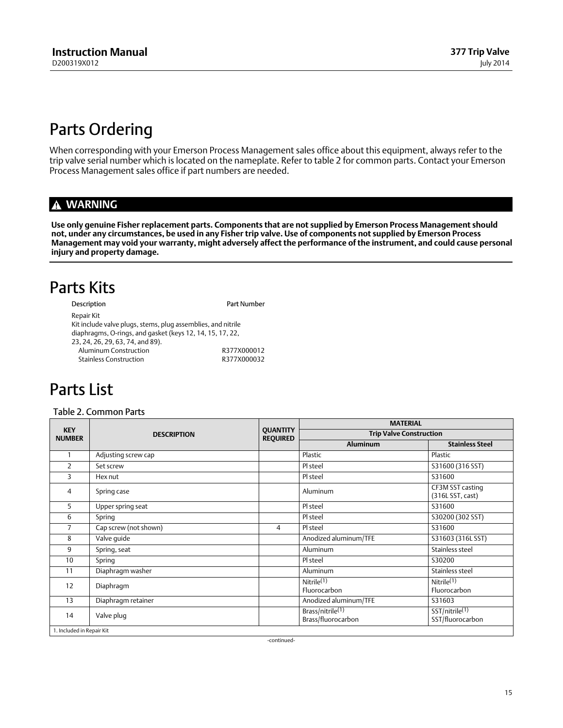# Parts Ordering

When corresponding with your Emerson Process Management sales office about this equipment, always refer to the trip valve serial number which is located on the nameplate. Refer to table 2 for common parts. Contact your Emerson Process Management sales office if part numbers are needed.

**⚠ WARNING**

**Use only genuine Fisher replacement parts. Components that are not supplied by Emerson Process Management should not, under any circumstances, be used in any Fisher trip valve. Use of components not supplied by Emerson Process Management may void your warranty, might adversely affect the performance of the instrument, and could cause personal injury and property damage.**

# Parts Kits

| Description | Part Number |
|---|---|
| Repair Kit<br>Kit include valve plugs, stems, plug assemblies, and nitrile diaphragms, O-rings, and gasket (keys 12, 14, 15, 17, 22, 23, 24, 26, 29, 63, 74, and 89). | |
| Aluminum Construction | R377X000012 |
| Stainless Construction | R377X000032 |

# Parts List

Table 2. Common Parts

| KEY NUMBER | DESCRIPTION | QUANTITY REQUIRED | MATERIAL | |
|---|---|---|---|---|
| | | | Trip Valve Construction | |
| | | | Aluminum | Stainless Steel |
| 1 | Adjusting screw cap | | Plastic | Plastic |
| 2 | Set screw | | Pl steel | S31600 (316 SST) |
| 3 | Hex nut | | Pl steel | S31600 |
| 4 | Spring case | | Aluminum | CF3M SST casting (316L SST, cast) |
| 5 | Upper spring seat | | Pl steel | S31600 |
| 6 | Spring | | Pl steel | S30200 (302 SST) |
| 7 | Cap screw (not shown) | 4 | Pl steel | S31600 |
| 8 | Valve guide | | Anodized aluminum/TFE | S31603 (316L SST) |
| 9 | Spring, seat | | Aluminum | Stainless steel |
| 10 | Spring | | Pl steel | S30200 |
| 11 | Diaphragm washer | | Aluminum | Stainless steel |
| 12 | Diaphragm | | Nitrile[(1)]<br>Fluorocarbon | Nitrile[(1)]<br>Fluorocarbon |
| 13 | Diaphragm retainer | | Anodized aluminum/TFE | S31603 |
| 14 | Valve plug | | Brass/nitrile[(1)]<br>Brass/fluorocarbon | SST/nitrile[(1)]<br>SST/fluorocarbon |

1. Included in Repair Kit

-continued-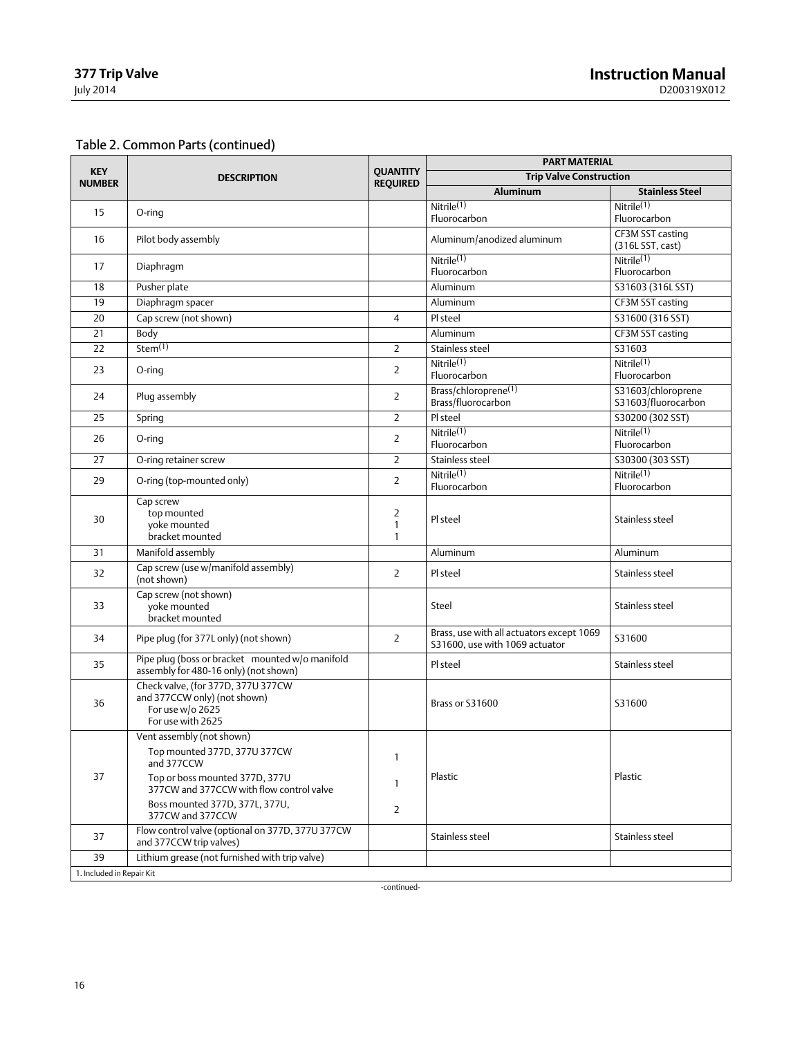Table 2. Common Parts (continued)

| KEY NUMBER | DESCRIPTION | QUANTITY REQUIRED | PART MATERIAL | |
|---|---|---|---|---|
| | | | Trip Valve Construction | |
| | | | Aluminum | Stainless Steel |
| 15 | O-ring | | Nitrile[1]<br>Fluorocarbon | Nitrile[1]<br>Fluorocarbon |
| 16 | Pilot body assembly | | Aluminum/anodized aluminum | CF3M SST casting (316L SST, cast) |
| 17 | Diaphragm | | Nitrile[1]<br>Fluorocarbon | Nitrile[1]<br>Fluorocarbon |
| 18 | Pusher plate | | Aluminum | S31603 (316L SST) |
| 19 | Diaphragm spacer | | Aluminum | CF3M SST casting |
| 20 | Cap screw (not shown) | 4 | Pl steel | S31600 (316 SST) |
| 21 | Body | | Aluminum | CF3M SST casting |
| 22 | Stem[1] | 2 | Stainless steel | S31603 |
| 23 | O-ring | 2 | Nitrile[1]<br>Fluorocarbon | Nitrile[1]<br>Fluorocarbon |
| 24 | Plug assembly | 2 | Brass/chloroprene[1]<br>Brass/fluorocarbon | S31603/chloroprene<br>S31603/fluorocarbon |
| 25 | Spring | 2 | Pl steel | S30200 (302 SST) |
| 26 | O-ring | 2 | Nitrile[1]<br>Fluorocarbon | Nitrile[1]<br>Fluorocarbon |
| 27 | O-ring retainer screw | 2 | Stainless steel | S30300 (303 SST) |
| 29 | O-ring (top-mounted only) | 2 | Nitrile[1]<br>Fluorocarbon | Nitrile[1]<br>Fluorocarbon |
| 30 | Cap screw<br>top mounted<br>yoke mounted<br>bracket mounted | <br>2<br>1<br>1 | Pl steel | Stainless steel |
| 31 | Manifold assembly | | Aluminum | Aluminum |
| 32 | Cap screw (use w/manifold assembly) (not shown) | 2 | Pl steel | Stainless steel |
| 33 | Cap screw (not shown)<br>yoke mounted<br>bracket mounted | | Steel | Stainless steel |
| 34 | Pipe plug (for 377L only) (not shown) | 2 | Brass, use with all actuators except 1069<br>S31600, use with 1069 actuator | S31600 |
| 35 | Pipe plug (boss or bracket mounted w/o manifold assembly for 480-16 only) (not shown) | | Pl steel | Stainless steel |
| 36 | Check valve, (for 377D, 377U 377CW and 377CCW only) (not shown)<br>For use w/o 2625<br>For use with 2625 | | Brass or S31600 | S31600 |
| 37 | Vent assembly (not shown)<br>Top mounted 377D, 377U 377CW and 377CCW<br>Top or boss mounted 377D, 377U 377CW and 377CCW with flow control valve<br>Boss mounted 377D, 377L, 377U, 377CW and 377CCW | <br>1<br>1<br>2 | Plastic | Plastic |
| 37 | Flow control valve (optional on 377D, 377U 377CW and 377CCW trip valves) | | Stainless steel | Stainless steel |
| 39 | Lithium grease (not furnished with trip valve) | | | |

1. Included in Repair Kit

-continued-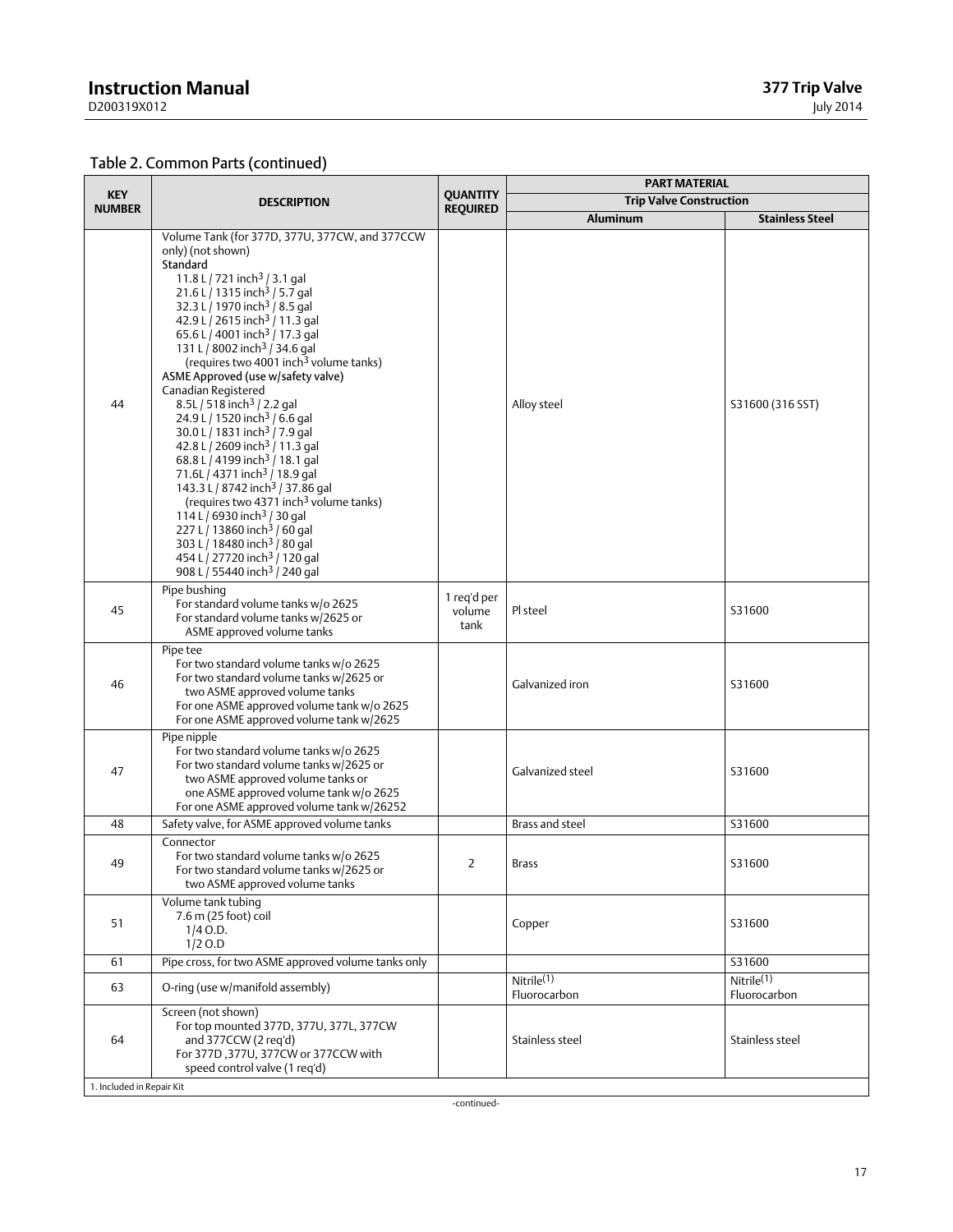## Table 2. Common Parts (continued)

| KEY NUMBER | DESCRIPTION | QUANTITY REQUIRED | PART MATERIAL | |
|---|---|---|---|---|
| | | | Trip Valve Construction | |
| | | | Aluminum | Stainless Steel |
| 44 | Volume Tank (for 377D, 377U, 377CW, and 377CCW only) (not shown)<br>Standard<br>11.8 L / 721 inch$^3$ / 3.1 gal<br>21.6 L / 1315 inch$^3$ / 5.7 gal<br>32.3 L / 1970 inch$^3$ / 8.5 gal<br>42.9 L / 2615 inch$^3$ / 11.3 gal<br>65.6 L / 4001 inch$^3$ / 17.3 gal<br>131 L / 8002 inch$^3$ / 34.6 gal<br>(requires two 4001 inch$^3$ volume tanks)<br>ASME Approved (use w/safety valve)<br>Canadian Registered<br>8.5L / 518 inch$^3$ / 2.2 gal<br>24.9 L / 1520 inch$^3$ / 6.6 gal<br>30.0 L / 1831 inch$^3$ / 7.9 gal<br>42.8 L / 2609 inch$^3$ / 11.3 gal<br>68.8 L / 4199 inch$^3$ / 18.1 gal<br>71.6L / 4371 inch$^3$ / 18.9 gal<br>143.3 L / 8742 inch$^3$ / 37.86 gal<br>(requires two 4371 inch$^3$ volume tanks)<br>114 L / 6930 inch$^3$ / 30 gal<br>227 L / 13860 inch$^3$ / 60 gal<br>303 L / 18480 inch$^3$ / 80 gal<br>454 L / 27720 inch$^3$ / 120 gal<br>908 L / 55440 inch$^3$ / 240 gal | | Alloy steel | S31600 (316 SST) |
| 45 | Pipe bushing<br>For standard volume tanks w/o 2625<br>For standard volume tanks w/2625 or ASME approved volume tanks | 1 req'd per volume tank | Pl steel | S31600 |
| 46 | Pipe tee<br>For two standard volume tanks w/o 2625<br>For two standard volume tanks w/2625 or two ASME approved volume tanks<br>For one ASME approved volume tank w/o 2625<br>For one ASME approved volume tank w/2625 | | Galvanized iron | S31600 |
| 47 | Pipe nipple<br>For two standard volume tanks w/o 2625<br>For two standard volume tanks w/2625 or two ASME approved volume tanks or one ASME approved volume tank w/o 2625<br>For one ASME approved volume tank w/26252 | | Galvanized steel | S31600 |
| 48 | Safety valve, for ASME approved volume tanks | | Brass and steel | S31600 |
| 49 | Connector<br>For two standard volume tanks w/o 2625<br>For two standard volume tanks w/2625 or two ASME approved volume tanks | 2 | Brass | S31600 |
| 51 | Volume tank tubing<br>7.6 m (25 foot) coil<br>1/4 O.D.<br>1/2 O.D | | Copper | S31600 |
| 61 | Pipe cross, for two ASME approved volume tanks only | | | S31600 |
| 63 | O-ring (use w/manifold assembly) | | Nitrile[1]<br>Fluorocarbon | Nitrile[1]<br>Fluorocarbon |
| 64 | Screen (not shown)<br>For top mounted 377D, 377U, 377L, 377CW and 377CCW (2 req'd)<br>For 377D ,377U, 377CW or 377CCW with speed control valve (1 req'd) | | Stainless steel | Stainless steel |

1. Included in Repair Kit

-continued-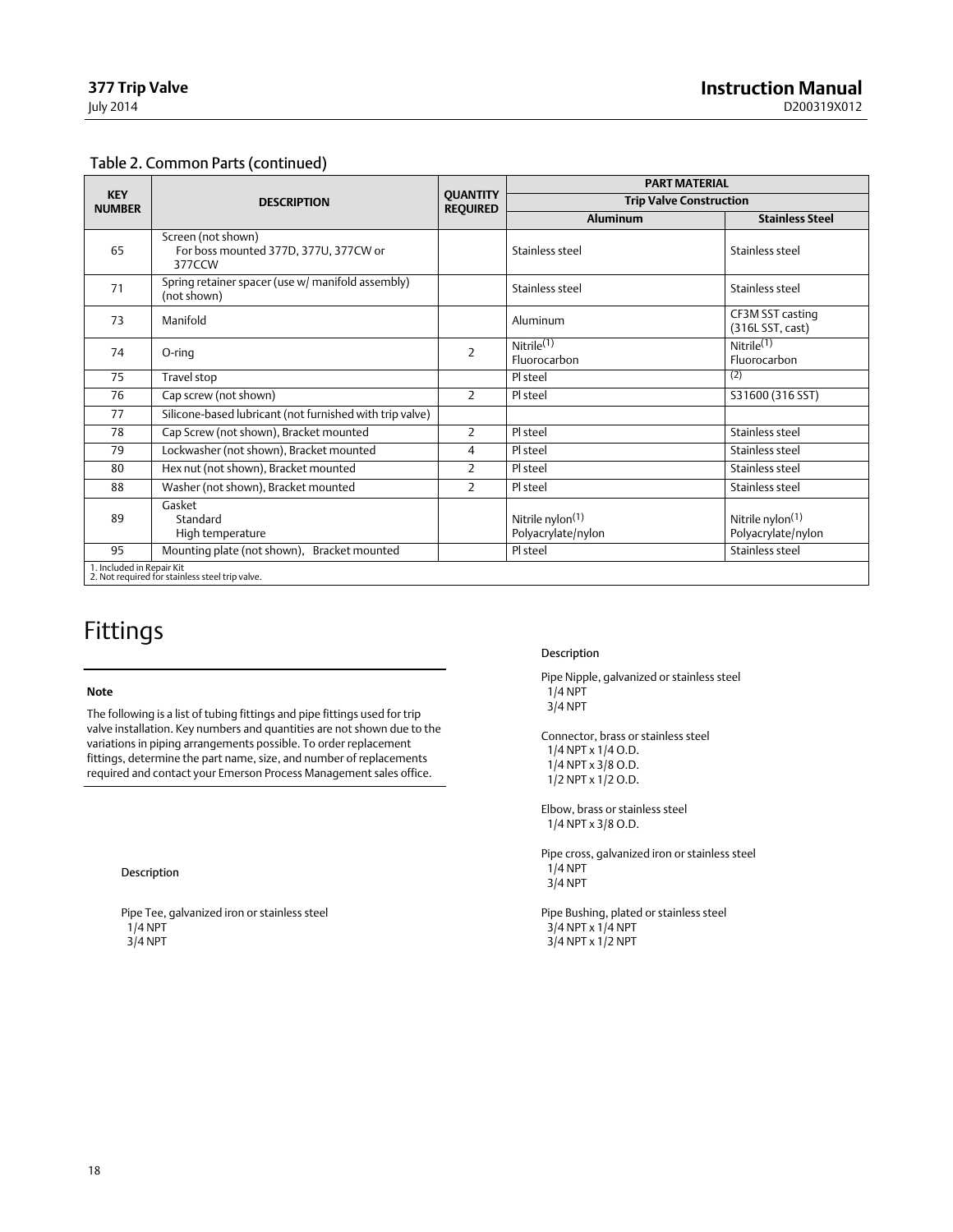## Table 2. Common Parts (continued)

| KEY NUMBER | DESCRIPTION | QUANTITY REQUIRED | PART MATERIAL | |
|---|---|---|---|---|
| | | | Trip Valve Construction | |
| | | | Aluminum | Stainless Steel |
| 65 | Screen (not shown)<br>For boss mounted 377D, 377U, 377CW or 377CCW | | Stainless steel | Stainless steel |
| 71 | Spring retainer spacer (use w/ manifold assembly) (not shown) | | Stainless steel | Stainless steel |
| 73 | Manifold | | Aluminum | CF3M SST casting (316L SST, cast) |
| 74 | O-ring | 2 | Nitrile(1)<br>Fluorocarbon | Nitrile(1)<br>Fluorocarbon |
| 75 | Travel stop | | Pl steel | (2) |
| 76 | Cap screw (not shown) | 2 | Pl steel | S31600 (316 SST) |
| 77 | Silicone-based lubricant (not furnished with trip valve) | | | |
| 78 | Cap Screw (not shown), Bracket mounted | 2 | Pl steel | Stainless steel |
| 79 | Lockwasher (not shown), Bracket mounted | 4 | Pl steel | Stainless steel |
| 80 | Hex nut (not shown), Bracket mounted | 2 | Pl steel | Stainless steel |
| 88 | Washer (not shown), Bracket mounted | 2 | Pl steel | Stainless steel |
| 89 | Gasket<br>Standard<br>High temperature | | Nitrile nylon(1)<br>Polyacrylate/nylon | Nitrile nylon(1)<br>Polyacrylate/nylon |
| 95 | Mounting plate (not shown), Bracket mounted | | Pl steel | Stainless steel |

1. Included in Repair Kit
2. Not required for stainless steel trip valve.

# Fittings

**Note**

The following is a list of tubing fittings and pipe fittings used for trip valve installation. Key numbers and quantities are not shown due to the variations in piping arrangements possible. To order replacement fittings, determine the part name, size, and number of replacements required and contact your Emerson Process Management sales office.

Description

Pipe Tee, galvanized iron or stainless steel
1/4 NPT
3/4 NPT

Description

Pipe Nipple, galvanized or stainless steel
1/4 NPT
3/4 NPT

Connector, brass or stainless steel
1/4 NPT x 1/4 O.D.
1/4 NPT x 3/8 O.D.
1/2 NPT x 1/2 O.D.

Elbow, brass or stainless steel
1/4 NPT x 3/8 O.D.

Pipe cross, galvanized iron or stainless steel
1/4 NPT
3/4 NPT

Pipe Bushing, plated or stainless steel
3/4 NPT x 1/4 NPT
3/4 NPT x 1/2 NPT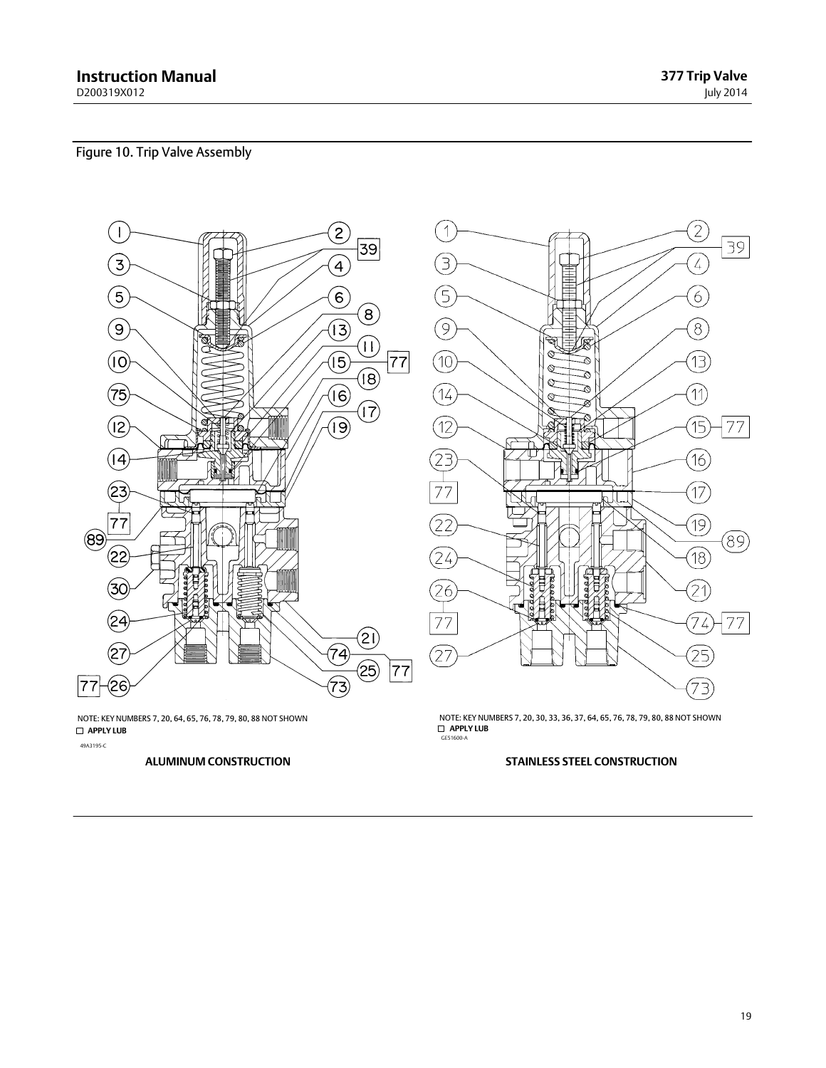Figure 10. Trip Valve Assembly

NOTE: KEY NUMBERS 7, 20, 64, 65, 76, 78, 79, 80, 88 NOT SHOWN
☐ APPLY LUB

49A3195-C

**ALUMINUM CONSTRUCTION**

NOTE: KEY NUMBERS 7, 20, 30, 33, 36, 37, 64, 65, 76, 78, 79, 80, 88 NOT SHOWN
☐ APPLY LUB

GE51600-A

**STAINLESS STEEL CONSTRUCTION**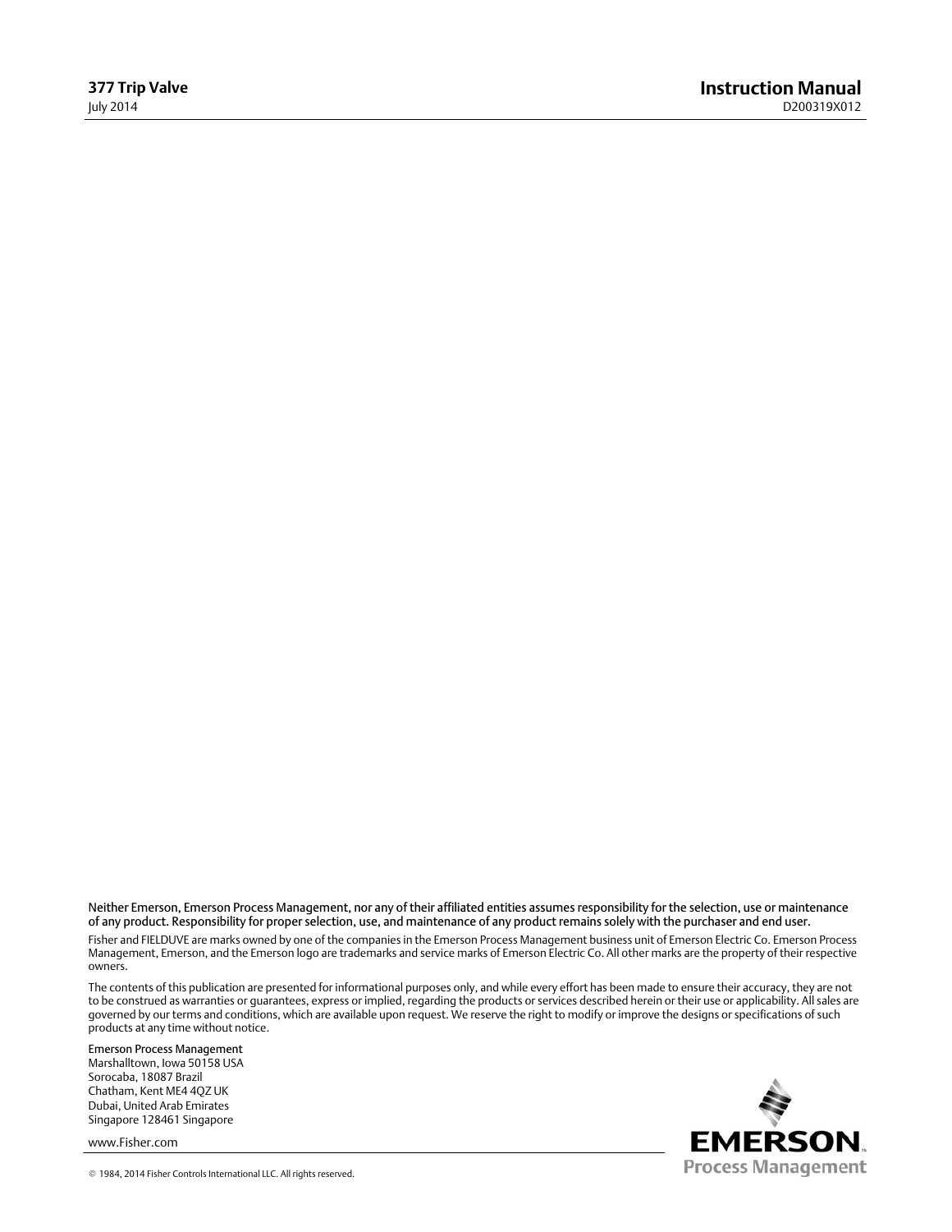**Neither Emerson, Emerson Process Management, nor any of their affiliated entities assumes responsibility for the selection, use or maintenance of any product. Responsibility for proper selection, use, and maintenance of any product remains solely with the purchaser and end user.**

Fisher and FIELDVUE are marks owned by one of the companies in the Emerson Process Management business unit of Emerson Electric Co. Emerson Process Management, Emerson, and the Emerson logo are trademarks and service marks of Emerson Electric Co. All other marks are the property of their respective owners.

The contents of this publication are presented for informational purposes only, and while every effort has been made to ensure their accuracy, they are not to be construed as warranties or guarantees, express or implied, regarding the products or services described herein or their use or applicability. All sales are governed by our terms and conditions, which are available upon request. We reserve the right to modify or improve the designs or specifications of such products at any time without notice.

Emerson Process Management
Marshalltown, Iowa 50158 USA
Sorocaba, 18087 Brazil
Chatham, Kent ME4 4QZ UK
Dubai, United Arab Emirates
Singapore 128461 Singapore

www.Fisher.com

© 1984, 2014 Fisher Controls International LLC. All rights reserved.

EMERSON. Process Management